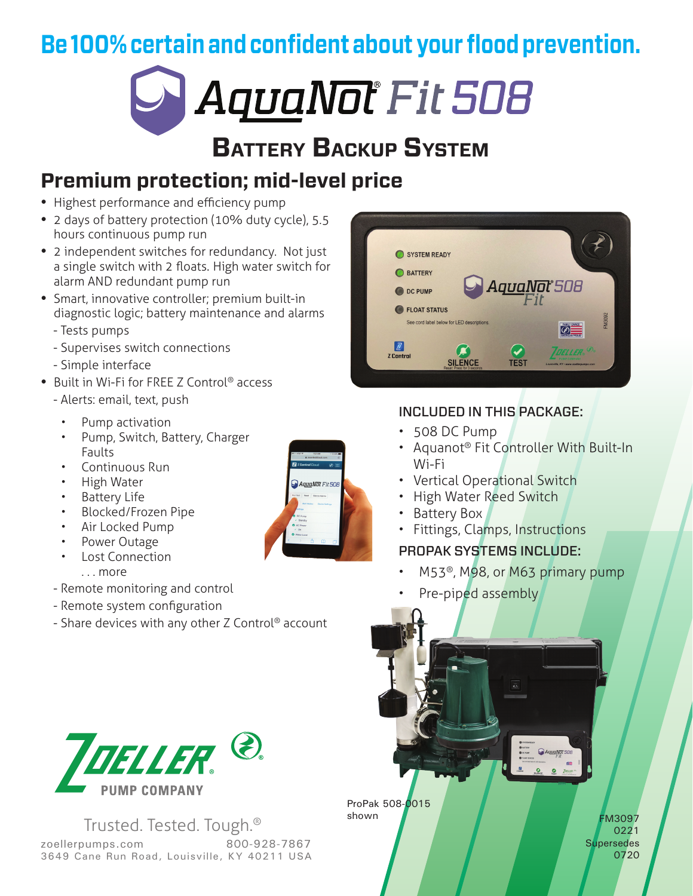# Be 100% certain and confident about your flood prevention.

# AquaNot® Fit 508

## Battery Backup System

## Premium protection; mid-level price

- Highest performance and efficiency pump
- 2 days of battery protection (10% duty cycle), 5.5 hours continuous pump run
- 2 independent switches for redundancy. Not just a single switch with 2 floats. High water switch for alarm AND redundant pump run
- Smart, innovative controller; premium built-in diagnostic logic; battery maintenance and alarms
  - Tests pumps
  - Supervises switch connections
  - Simple interface
- Built in Wi-Fi for FREE Z Control® access
  - Alerts: email, text, push
    - Pump activation
    - Pump, Switch, Battery, Charger Faults
    - Continuous Run
    - High Water
    - Battery Life
    - Blocked/Frozen Pipe
    - Air Locked Pump
    - Power Outage
    - Lost Connection
    - . . . more
  - Remote monitoring and control
  - Remote system configuration
  - Share devices with any other Z Control® account

### INCLUDED IN THIS PACKAGE:

- 508 DC Pump
- Aquanot® Fit Controller With Built-In Wi-Fi
- Vertical Operational Switch
- High Water Reed Switch
- Battery Box
- Fittings, Clamps, Instructions

### PROPAK SYSTEMS INCLUDE:

- M53®, M98, or M63 primary pump
- Pre-piped assembly

ProPak 508-0015 shown

ZOELLER PUMP COMPANY

Trusted. Tested. Tough.®

zoellerpumps.com 800-928-7867
3649 Cane Run Road, Louisville, KY 40211 USA

FM3097
0221
Supersedes
0720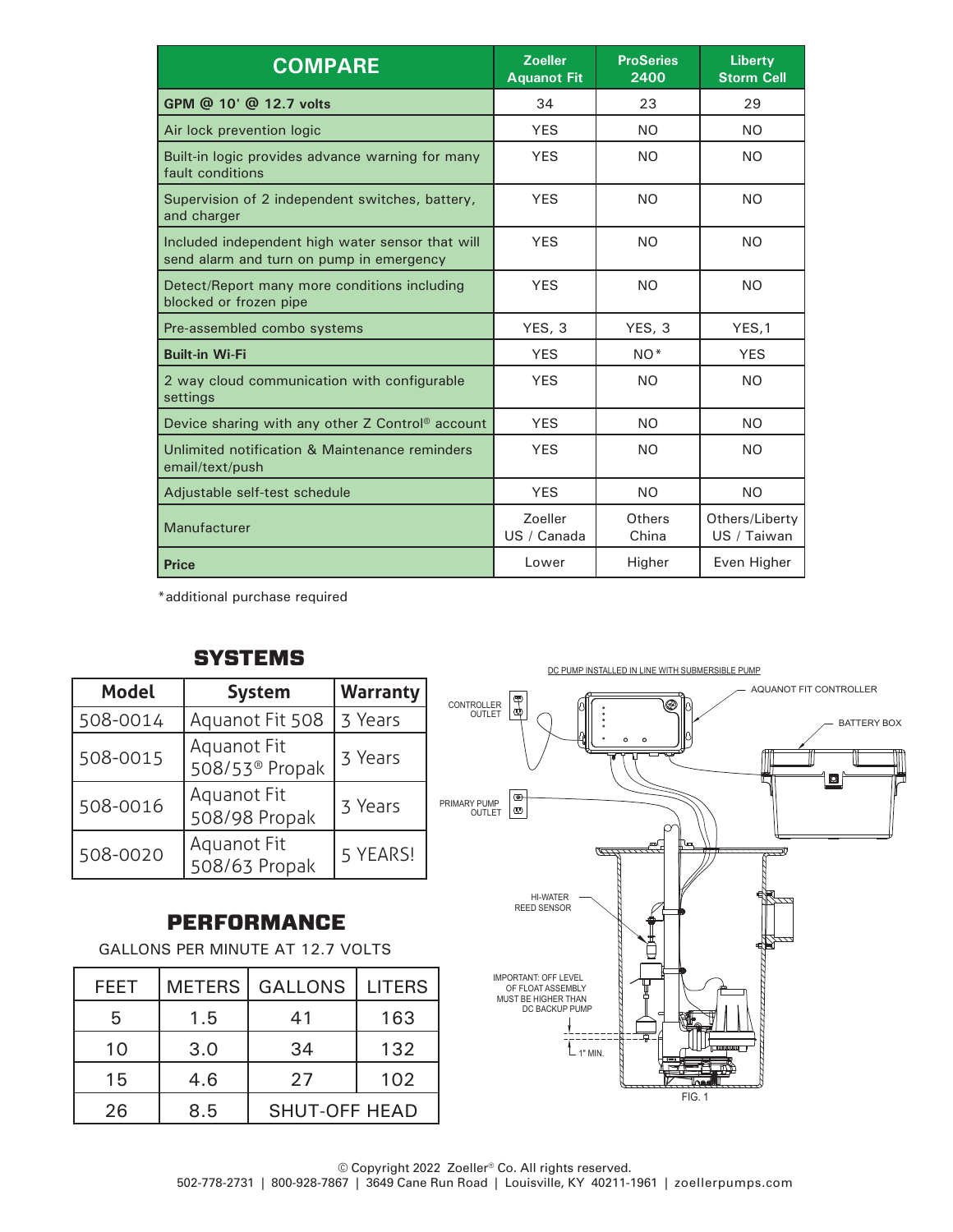| COMPARE | Zoeller Aquanot Fit | ProSeries 2400 | Liberty Storm Cell |
|---|---|---|---|
| **GPM @ 10' @ 12.7 volts** | 34 | 23 | 29 |
| Air lock prevention logic | YES | NO | NO |
| Built-in logic provides advance warning for many fault conditions | YES | NO | NO |
| Supervision of 2 independent switches, battery, and charger | YES | NO | NO |
| Included independent high water sensor that will send alarm and turn on pump in emergency | YES | NO | NO |
| Detect/Report many more conditions including blocked or frozen pipe | YES | NO | NO |
| Pre-assembled combo systems | YES, 3 | YES, 3 | YES,1 |
| **Built-in Wi-Fi** | YES | NO* | YES |
| 2 way cloud communication with configurable settings | YES | NO | NO |
| Device sharing with any other Z Control® account | YES | NO | NO |
| Unlimited notification & Maintenance reminders email/text/push | YES | NO | NO |
| Adjustable self-test schedule | YES | NO | NO |
| Manufacturer | Zoeller US / Canada | Others China | Others/Liberty US / Taiwan |
| **Price** | Lower | Higher | Even Higher |

*additional purchase required

## SYSTEMS

| Model | System | Warranty |
|---|---|---|
| 508-0014 | Aquanot Fit 508 | 3 Years |
| 508-0015 | Aquanot Fit 508/53® Propak | 3 Years |
| 508-0016 | Aquanot Fit 508/98 Propak | 3 Years |
| 508-0020 | Aquanot Fit 508/63 Propak | 5 YEARS! |

## PERFORMANCE

GALLONS PER MINUTE AT 12.7 VOLTS

| FEET | METERS | GALLONS | LITERS |
|---|---|---|---|
| 5 | 1.5 | 41 | 163 |
| 10 | 3.0 | 34 | 132 |
| 15 | 4.6 | 27 | 102 |
| 26 | 8.5 | SHUT-OFF HEAD | |

DC PUMP INSTALLED IN LINE WITH SUBMERSIBLE PUMP

CONTROLLER OUTLET

AQUANOT FIT CONTROLLER

BATTERY BOX

PRIMARY PUMP OUTLET

HI-WATER REED SENSOR

IMPORTANT: OFF LEVEL OF FLOAT ASSEMBLY MUST BE HIGHER THAN DC BACKUP PUMP

1" MIN.

FIG. 1

© Copyright 2022 Zoeller® Co. All rights reserved.
502-778-2731 | 800-928-7867 | 3649 Cane Run Road | Louisville, KY 40211-1961 | zoellerpumps.com